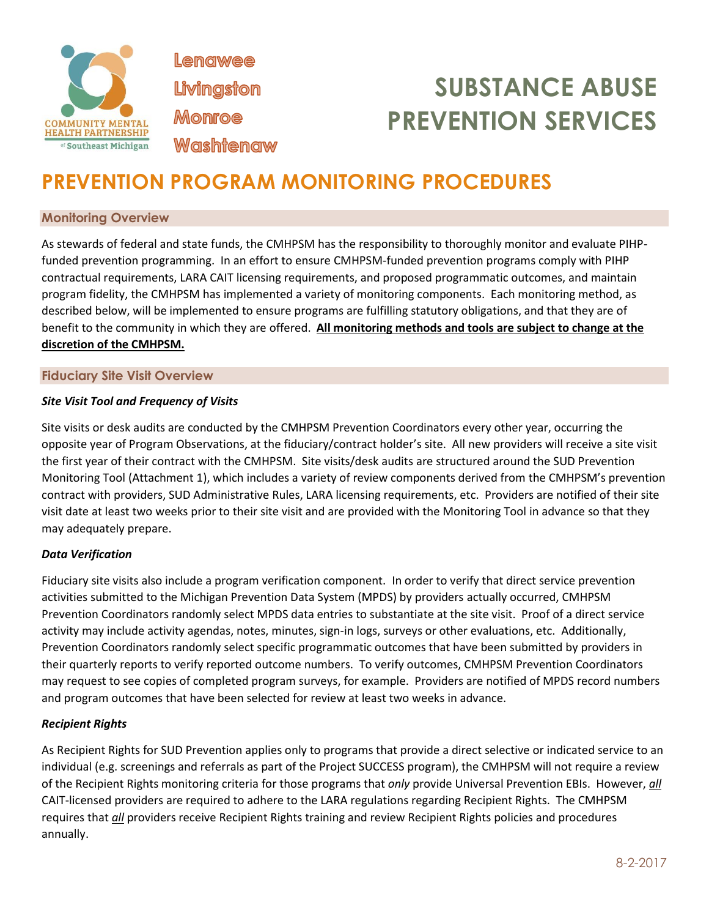Lenawee
Livingston
Monroe
Washtenaw

COMMUNITY MENTAL HEALTH PARTNERSHIP of Southeast Michigan

# SUBSTANCE ABUSE PREVENTION SERVICES

# PREVENTION PROGRAM MONITORING PROCEDURES

## Monitoring Overview

As stewards of federal and state funds, the CMHPSM has the responsibility to thoroughly monitor and evaluate PIHP-funded prevention programming. In an effort to ensure CMHPSM-funded prevention programs comply with PIHP contractual requirements, LARA CAIT licensing requirements, and proposed programmatic outcomes, and maintain program fidelity, the CMHPSM has implemented a variety of monitoring components. Each monitoring method, as described below, will be implemented to ensure programs are fulfilling statutory obligations, and that they are of benefit to the community in which they are offered. **All monitoring methods and tools are subject to change at the discretion of the CMHPSM.**

## Fiduciary Site Visit Overview

### *Site Visit Tool and Frequency of Visits*

Site visits or desk audits are conducted by the CMHPSM Prevention Coordinators every other year, occurring the opposite year of Program Observations, at the fiduciary/contract holder's site. All new providers will receive a site visit the first year of their contract with the CMHPSM. Site visits/desk audits are structured around the SUD Prevention Monitoring Tool (Attachment 1), which includes a variety of review components derived from the CMHPSM's prevention contract with providers, SUD Administrative Rules, LARA licensing requirements, etc. Providers are notified of their site visit date at least two weeks prior to their site visit and are provided with the Monitoring Tool in advance so that they may adequately prepare.

### *Data Verification*

Fiduciary site visits also include a program verification component. In order to verify that direct service prevention activities submitted to the Michigan Prevention Data System (MPDS) by providers actually occurred, CMHPSM Prevention Coordinators randomly select MPDS data entries to substantiate at the site visit. Proof of a direct service activity may include activity agendas, notes, minutes, sign-in logs, surveys or other evaluations, etc. Additionally, Prevention Coordinators randomly select specific programmatic outcomes that have been submitted by providers in their quarterly reports to verify reported outcome numbers. To verify outcomes, CMHPSM Prevention Coordinators may request to see copies of completed program surveys, for example. Providers are notified of MPDS record numbers and program outcomes that have been selected for review at least two weeks in advance.

### *Recipient Rights*

As Recipient Rights for SUD Prevention applies only to programs that provide a direct selective or indicated service to an individual (e.g. screenings and referrals as part of the Project SUCCESS program), the CMHPSM will not require a review of the Recipient Rights monitoring criteria for those programs that *only* provide Universal Prevention EBIs. However, ***all*** CAIT-licensed providers are required to adhere to the LARA regulations regarding Recipient Rights. The CMHPSM requires that ***all*** providers receive Recipient Rights training and review Recipient Rights policies and procedures annually.

8-2-2017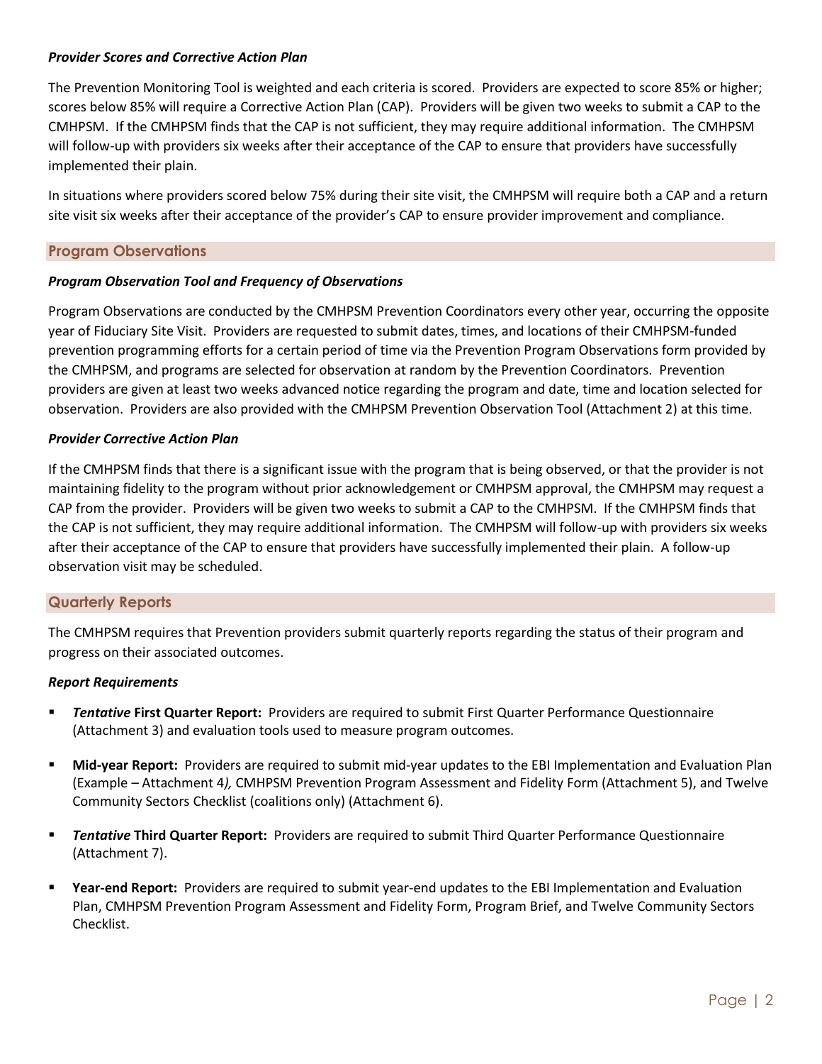***Provider Scores and Corrective Action Plan***

The Prevention Monitoring Tool is weighted and each criteria is scored. Providers are expected to score 85% or higher; scores below 85% will require a Corrective Action Plan (CAP). Providers will be given two weeks to submit a CAP to the CMHPSM. If the CMHPSM finds that the CAP is not sufficient, they may require additional information. The CMHPSM will follow-up with providers six weeks after their acceptance of the CAP to ensure that providers have successfully implemented their plain.

In situations where providers scored below 75% during their site visit, the CMHPSM will require both a CAP and a return site visit six weeks after their acceptance of the provider's CAP to ensure provider improvement and compliance.

## Program Observations

***Program Observation Tool and Frequency of Observations***

Program Observations are conducted by the CMHPSM Prevention Coordinators every other year, occurring the opposite year of Fiduciary Site Visit. Providers are requested to submit dates, times, and locations of their CMHPSM-funded prevention programming efforts for a certain period of time via the Prevention Program Observations form provided by the CMHPSM, and programs are selected for observation at random by the Prevention Coordinators. Prevention providers are given at least two weeks advanced notice regarding the program and date, time and location selected for observation. Providers are also provided with the CMHPSM Prevention Observation Tool (Attachment 2) at this time.

***Provider Corrective Action Plan***

If the CMHPSM finds that there is a significant issue with the program that is being observed, or that the provider is not maintaining fidelity to the program without prior acknowledgement or CMHPSM approval, the CMHPSM may request a CAP from the provider. Providers will be given two weeks to submit a CAP to the CMHPSM. If the CMHPSM finds that the CAP is not sufficient, they may require additional information. The CMHPSM will follow-up with providers six weeks after their acceptance of the CAP to ensure that providers have successfully implemented their plain. A follow-up observation visit may be scheduled.

## Quarterly Reports

The CMHPSM requires that Prevention providers submit quarterly reports regarding the status of their program and progress on their associated outcomes.

***Report Requirements***

- ***Tentative* First Quarter Report:** Providers are required to submit First Quarter Performance Questionnaire (Attachment 3) and evaluation tools used to measure program outcomes.
- **Mid-year Report:** Providers are required to submit mid-year updates to the EBI Implementation and Evaluation Plan (Example – Attachment 4*),* CMHPSM Prevention Program Assessment and Fidelity Form (Attachment 5), and Twelve Community Sectors Checklist (coalitions only) (Attachment 6).
- ***Tentative* Third Quarter Report:** Providers are required to submit Third Quarter Performance Questionnaire (Attachment 7).
- **Year-end Report:** Providers are required to submit year-end updates to the EBI Implementation and Evaluation Plan, CMHPSM Prevention Program Assessment and Fidelity Form, Program Brief, and Twelve Community Sectors Checklist.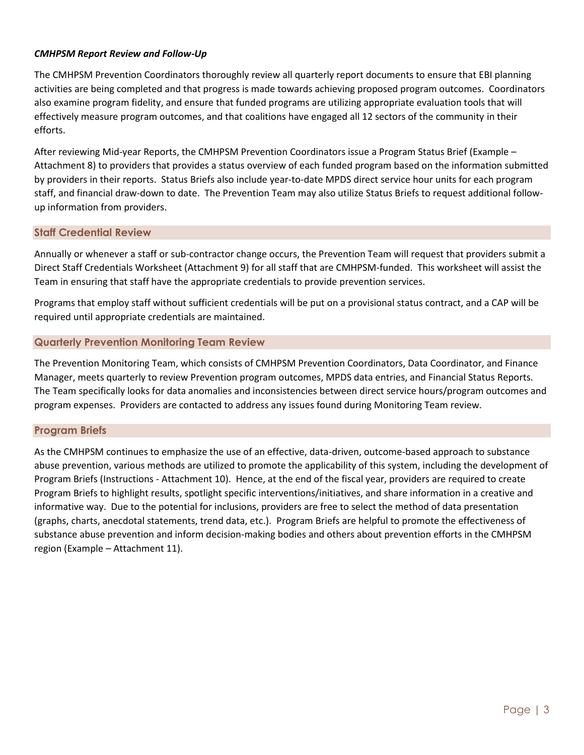***CMHPSM Report Review and Follow-Up***

The CMHPSM Prevention Coordinators thoroughly review all quarterly report documents to ensure that EBI planning activities are being completed and that progress is made towards achieving proposed program outcomes. Coordinators also examine program fidelity, and ensure that funded programs are utilizing appropriate evaluation tools that will effectively measure program outcomes, and that coalitions have engaged all 12 sectors of the community in their efforts.

After reviewing Mid-year Reports, the CMHPSM Prevention Coordinators issue a Program Status Brief (Example – Attachment 8) to providers that provides a status overview of each funded program based on the information submitted by providers in their reports. Status Briefs also include year-to-date MPDS direct service hour units for each program staff, and financial draw-down to date. The Prevention Team may also utilize Status Briefs to request additional follow-up information from providers.

## Staff Credential Review

Annually or whenever a staff or sub-contractor change occurs, the Prevention Team will request that providers submit a Direct Staff Credentials Worksheet (Attachment 9) for all staff that are CMHPSM-funded. This worksheet will assist the Team in ensuring that staff have the appropriate credentials to provide prevention services.

Programs that employ staff without sufficient credentials will be put on a provisional status contract, and a CAP will be required until appropriate credentials are maintained.

## Quarterly Prevention Monitoring Team Review

The Prevention Monitoring Team, which consists of CMHPSM Prevention Coordinators, Data Coordinator, and Finance Manager, meets quarterly to review Prevention program outcomes, MPDS data entries, and Financial Status Reports. The Team specifically looks for data anomalies and inconsistencies between direct service hours/program outcomes and program expenses. Providers are contacted to address any issues found during Monitoring Team review.

## Program Briefs

As the CMHPSM continues to emphasize the use of an effective, data-driven, outcome-based approach to substance abuse prevention, various methods are utilized to promote the applicability of this system, including the development of Program Briefs (Instructions - Attachment 10). Hence, at the end of the fiscal year, providers are required to create Program Briefs to highlight results, spotlight specific interventions/initiatives, and share information in a creative and informative way. Due to the potential for inclusions, providers are free to select the method of data presentation (graphs, charts, anecdotal statements, trend data, etc.). Program Briefs are helpful to promote the effectiveness of substance abuse prevention and inform decision-making bodies and others about prevention efforts in the CMHPSM region (Example – Attachment 11).